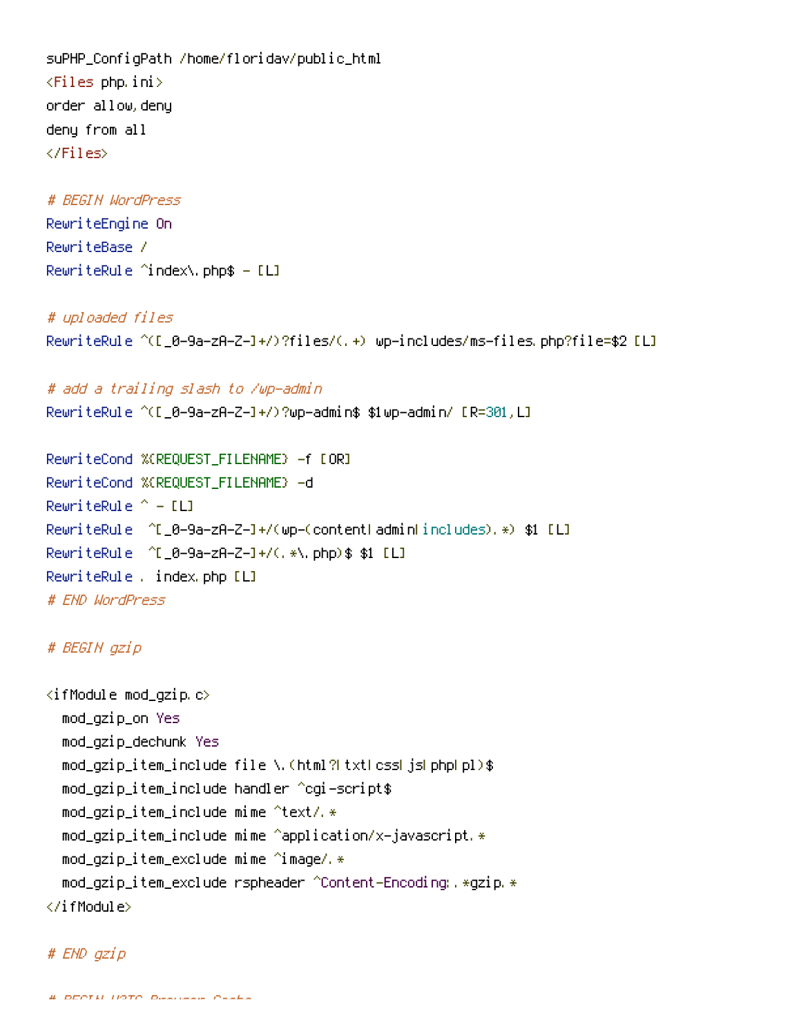```
suPHP_ConfigPath /home/floridav/public_html
<Files php.ini>
order allow,deny
deny from all
</Files>

# BEGIN WordPress
RewriteEngine On
RewriteBase /
RewriteRule ^index\.php$ - [L]

# uploaded files
RewriteRule ^([_0-9a-zA-Z-]+/)?files/(.+) wp-includes/ms-files.php?file=$2 [L]

# add a trailing slash to /wp-admin
RewriteRule ^([_0-9a-zA-Z-]+/)?wp-admin$ $1wp-admin/ [R=301,L]

RewriteCond %{REQUEST_FILENAME} -f [OR]
RewriteCond %{REQUEST_FILENAME} -d
RewriteRule ^ - [L]
RewriteRule  ^[_0-9a-zA-Z-]+/(wp-(content|admin|includes).*) $1 [L]
RewriteRule  ^[_0-9a-zA-Z-]+/(.*\.php)$ $1 [L]
RewriteRule . index.php [L]
# END WordPress

# BEGIN gzip

<ifModule mod_gzip.c>
  mod_gzip_on Yes
  mod_gzip_dechunk Yes
  mod_gzip_item_include file \.(html?|txt|css|js|php|pl)$
  mod_gzip_item_include handler ^cgi-script$
  mod_gzip_item_include mime ^text/.*
  mod_gzip_item_include mime ^application/x-javascript.*
  mod_gzip_item_exclude mime ^image/.*
  mod_gzip_item_exclude rspheader ^Content-Encoding:.*gzip.*
</ifModule>

# END gzip
```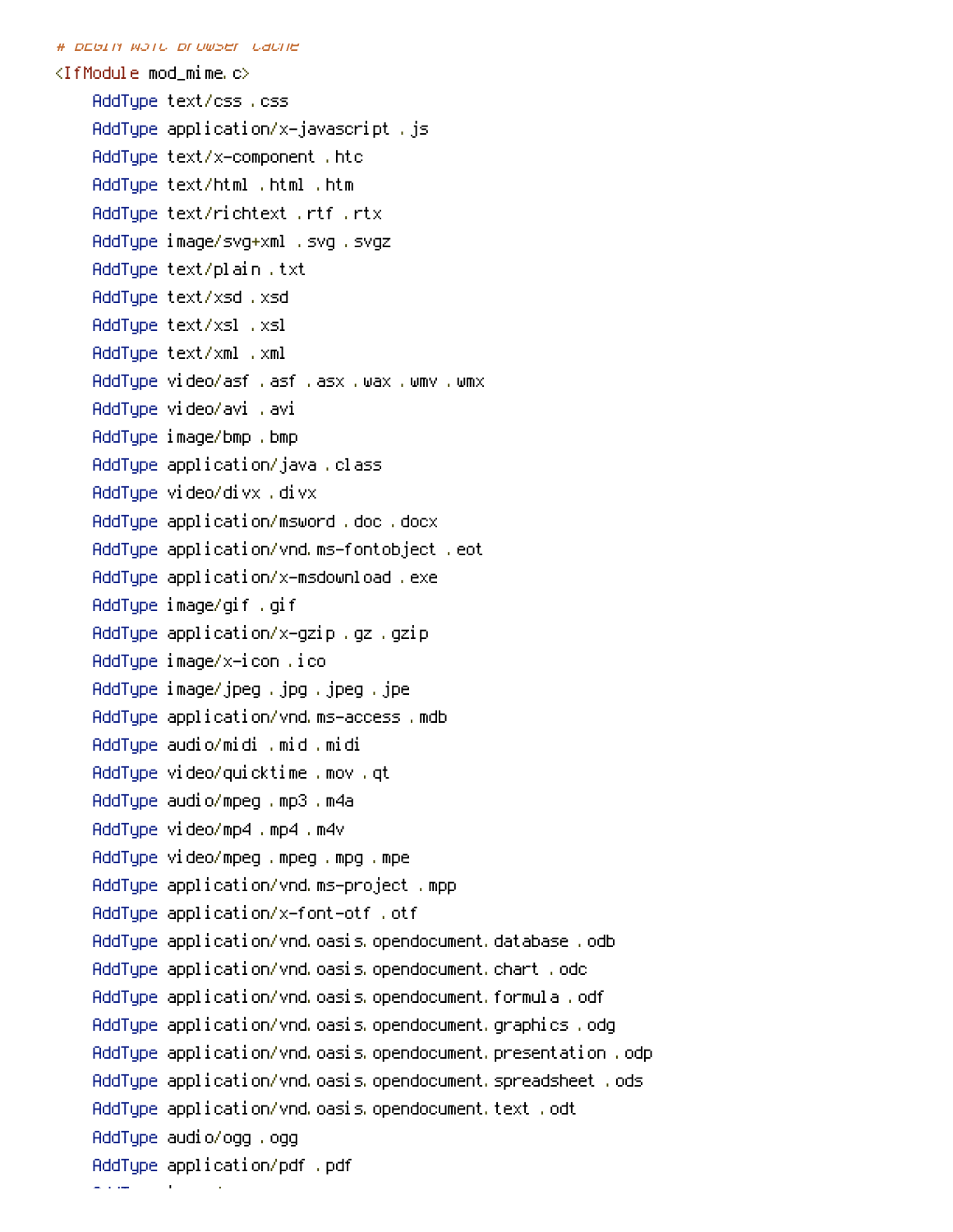```
# BEGIN W3TC Browser Cache
<IfModule mod_mime.c>
    AddType text/css .css
    AddType application/x-javascript .js
    AddType text/x-component .htc
    AddType text/html .html .htm
    AddType text/richtext .rtf .rtx
    AddType image/svg+xml .svg .svgz
    AddType text/plain .txt
    AddType text/xsd .xsd
    AddType text/xsl .xsl
    AddType text/xml .xml
    AddType video/asf .asf .asx .wax .wmv .wmx
    AddType video/avi .avi
    AddType image/bmp .bmp
    AddType application/java .class
    AddType video/divx .divx
    AddType application/msword .doc .docx
    AddType application/vnd.ms-fontobject .eot
    AddType application/x-msdownload .exe
    AddType image/gif .gif
    AddType application/x-gzip .gz .gzip
    AddType image/x-icon .ico
    AddType image/jpeg .jpg .jpeg .jpe
    AddType application/vnd.ms-access .mdb
    AddType audio/midi .mid .midi
    AddType video/quicktime .mov .qt
    AddType audio/mpeg .mp3 .m4a
    AddType video/mp4 .mp4 .m4v
    AddType video/mpeg .mpeg .mpg .mpe
    AddType application/vnd.ms-project .mpp
    AddType application/x-font-otf .otf
    AddType application/vnd.oasis.opendocument.database .odb
    AddType application/vnd.oasis.opendocument.chart .odc
    AddType application/vnd.oasis.opendocument.formula .odf
    AddType application/vnd.oasis.opendocument.graphics .odg
    AddType application/vnd.oasis.opendocument.presentation .odp
    AddType application/vnd.oasis.opendocument.spreadsheet .ods
    AddType application/vnd.oasis.opendocument.text .odt
    AddType audio/ogg .ogg
    AddType application/pdf .pdf
```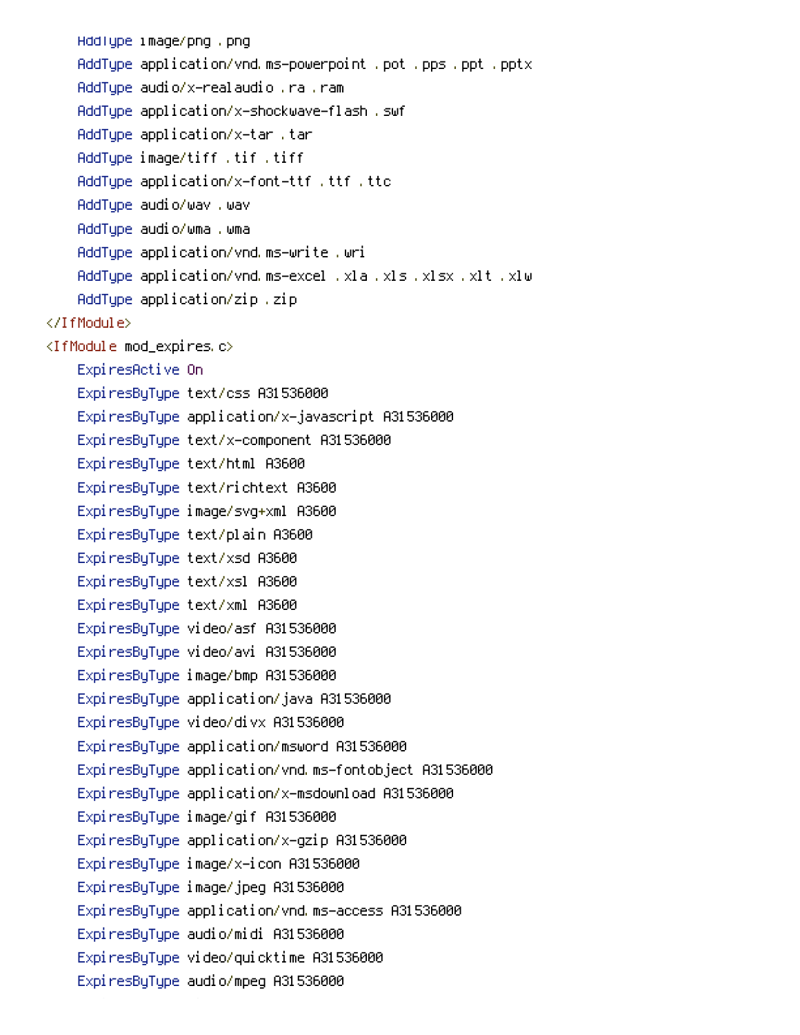```
    AddType image/png .png
    AddType application/vnd.ms-powerpoint .pot .pps .ppt .pptx
    AddType audio/x-realaudio .ra .ram
    AddType application/x-shockwave-flash .swf
    AddType application/x-tar .tar
    AddType image/tiff .tif .tiff
    AddType application/x-font-ttf .ttf .ttc
    AddType audio/wav .wav
    AddType audio/wma .wma
    AddType application/vnd.ms-write .wri
    AddType application/vnd.ms-excel .xla .xls .xlsx .xlt .xlw
    AddType application/zip .zip
</IfModule>
<IfModule mod_expires.c>
    ExpiresActive On
    ExpiresByType text/css A31536000
    ExpiresByType application/x-javascript A31536000
    ExpiresByType text/x-component A31536000
    ExpiresByType text/html A3600
    ExpiresByType text/richtext A3600
    ExpiresByType image/svg+xml A3600
    ExpiresByType text/plain A3600
    ExpiresByType text/xsd A3600
    ExpiresByType text/xsl A3600
    ExpiresByType text/xml A3600
    ExpiresByType video/asf A31536000
    ExpiresByType video/avi A31536000
    ExpiresByType image/bmp A31536000
    ExpiresByType application/java A31536000
    ExpiresByType video/divx A31536000
    ExpiresByType application/msword A31536000
    ExpiresByType application/vnd.ms-fontobject A31536000
    ExpiresByType application/x-msdownload A31536000
    ExpiresByType image/gif A31536000
    ExpiresByType application/x-gzip A31536000
    ExpiresByType image/x-icon A31536000
    ExpiresByType image/jpeg A31536000
    ExpiresByType application/vnd.ms-access A31536000
    ExpiresByType audio/midi A31536000
    ExpiresByType video/quicktime A31536000
    ExpiresByType audio/mpeg A31536000
```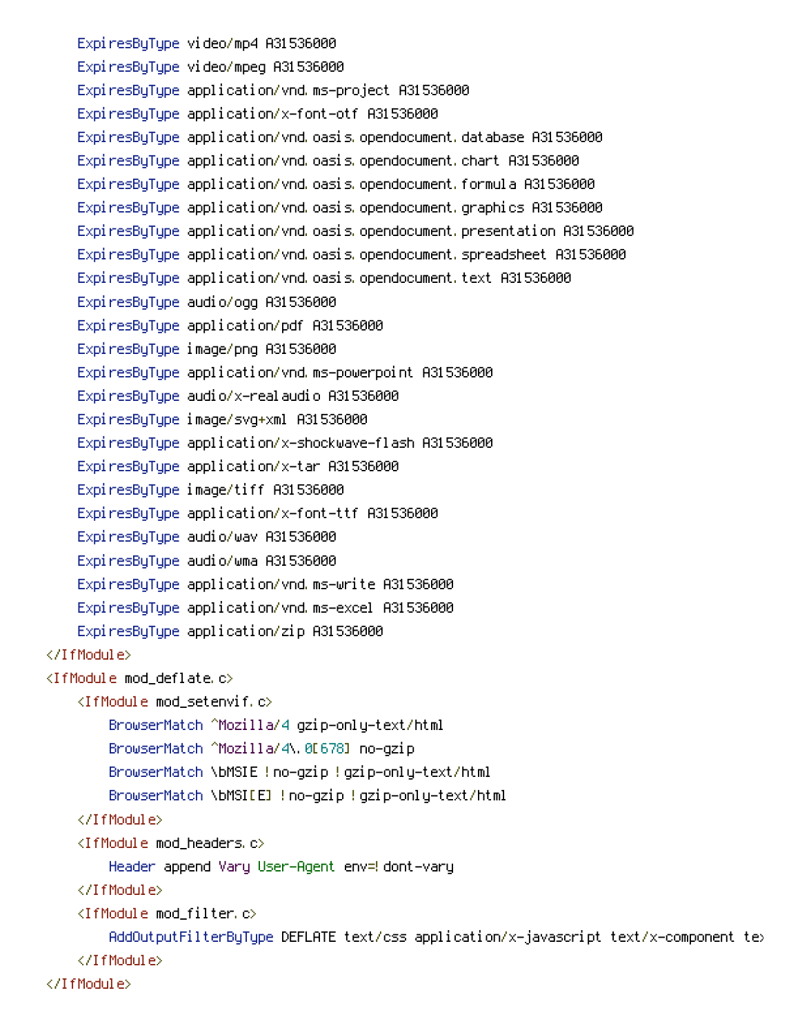```
    ExpiresByType video/mp4 A31536000
    ExpiresByType video/mpeg A31536000
    ExpiresByType application/vnd.ms-project A31536000
    ExpiresByType application/x-font-otf A31536000
    ExpiresByType application/vnd.oasis.opendocument.database A31536000
    ExpiresByType application/vnd.oasis.opendocument.chart A31536000
    ExpiresByType application/vnd.oasis.opendocument.formula A31536000
    ExpiresByType application/vnd.oasis.opendocument.graphics A31536000
    ExpiresByType application/vnd.oasis.opendocument.presentation A31536000
    ExpiresByType application/vnd.oasis.opendocument.spreadsheet A31536000
    ExpiresByType application/vnd.oasis.opendocument.text A31536000
    ExpiresByType audio/ogg A31536000
    ExpiresByType application/pdf A31536000
    ExpiresByType image/png A31536000
    ExpiresByType application/vnd.ms-powerpoint A31536000
    ExpiresByType audio/x-realaudio A31536000
    ExpiresByType image/svg+xml A31536000
    ExpiresByType application/x-shockwave-flash A31536000
    ExpiresByType application/x-tar A31536000
    ExpiresByType image/tiff A31536000
    ExpiresByType application/x-font-ttf A31536000
    ExpiresByType audio/wav A31536000
    ExpiresByType audio/wma A31536000
    ExpiresByType application/vnd.ms-write A31536000
    ExpiresByType application/vnd.ms-excel A31536000
    ExpiresByType application/zip A31536000
</IfModule>
<IfModule mod_deflate.c>
    <IfModule mod_setenvif.c>
        BrowserMatch ^Mozilla/4 gzip-only-text/html
        BrowserMatch ^Mozilla/4\.0[678] no-gzip
        BrowserMatch \bMSIE !no-gzip !gzip-only-text/html
        BrowserMatch \bMSI[E] !no-gzip !gzip-only-text/html
    </IfModule>
    <IfModule mod_headers.c>
        Header append Vary User-Agent env=!dont-vary
    </IfModule>
    <IfModule mod_filter.c>
        AddOutputFilterByType DEFLATE text/css application/x-javascript text/x-component te
    </IfModule>
</IfModule>
```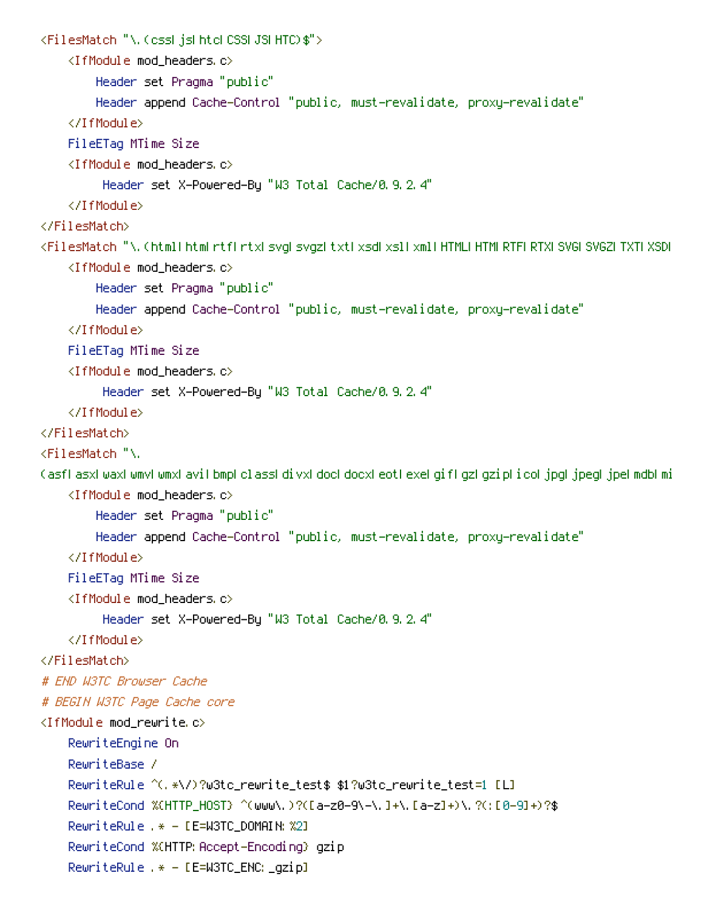```
<FilesMatch "\.(css|js|htc|CSS|JS|HTC)$">
    <IfModule mod_headers.c>
        Header set Pragma "public"
        Header append Cache-Control "public, must-revalidate, proxy-revalidate"
    </IfModule>
    FileETag MTime Size
    <IfModule mod_headers.c>
         Header set X-Powered-By "W3 Total Cache/0.9.2.4"
    </IfModule>
</FilesMatch>
<FilesMatch "\.(html|htm|rtf|rtx|svg|svgz|txt|xsd|xsl|xml|HTML|HTM|RTF|RTX|SVG|SVGZ|TXT|XSD|
    <IfModule mod_headers.c>
        Header set Pragma "public"
        Header append Cache-Control "public, must-revalidate, proxy-revalidate"
    </IfModule>
    FileETag MTime Size
    <IfModule mod_headers.c>
         Header set X-Powered-By "W3 Total Cache/0.9.2.4"
    </IfModule>
</FilesMatch>
<FilesMatch "\.
(asf|asx|wax|wmv|wmx|avi|bmp|class|divx|doc|docx|eot|exe|gif|gz|gzip|ico|jpg|jpeg|jpe|mdb|mi
    <IfModule mod_headers.c>
        Header set Pragma "public"
        Header append Cache-Control "public, must-revalidate, proxy-revalidate"
    </IfModule>
    FileETag MTime Size
    <IfModule mod_headers.c>
         Header set X-Powered-By "W3 Total Cache/0.9.2.4"
    </IfModule>
</FilesMatch>
# END W3TC Browser Cache
# BEGIN W3TC Page Cache core
<IfModule mod_rewrite.c>
    RewriteEngine On
    RewriteBase /
    RewriteRule ^(.*\/)?w3tc_rewrite_test$ $1?w3tc_rewrite_test=1 [L]
    RewriteCond %{HTTP_HOST} ^(www\.)?([a-z0-9\-\.]+\.[a-z]+)\.?(:[0-9]+)?$
    RewriteRule .* - [E=W3TC_DOMAIN:%2]
    RewriteCond %{HTTP:Accept-Encoding} gzip
    RewriteRule .* - [E=W3TC_ENC:_gzip]
```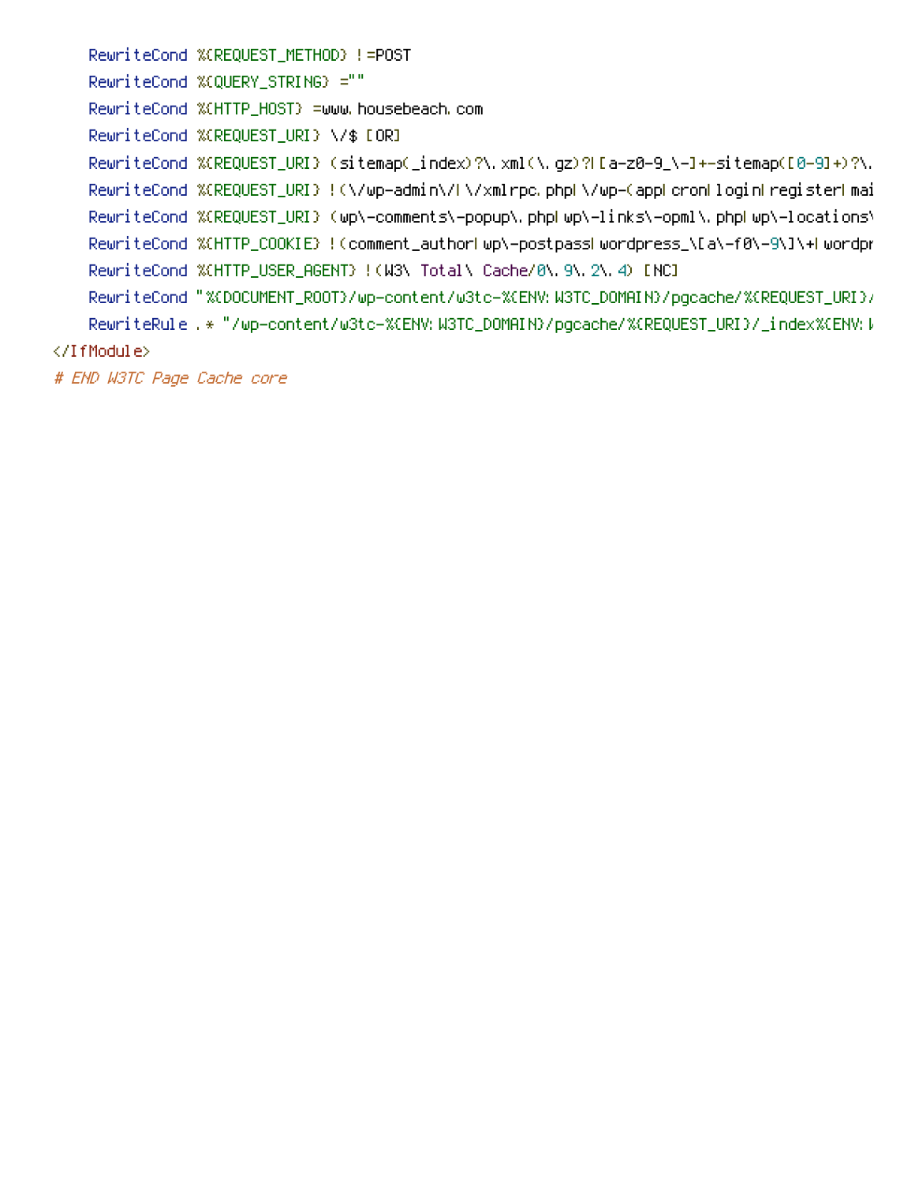```
    RewriteCond %{REQUEST_METHOD} !=POST
    RewriteCond %{QUERY_STRING} =""
    RewriteCond %{HTTP_HOST} =www.housebeach.com
    RewriteCond %{REQUEST_URI} \/$ [OR]
    RewriteCond %{REQUEST_URI} (sitemap(_index)?\.xml(\.gz)?|[a-z0-9_\-]+-sitemap([0-9]+)?\.
    RewriteCond %{REQUEST_URI} !(\/wp-admin\/|\/xmlrpc.php|\/wp-(app|cron|login|register|mai
    RewriteCond %{REQUEST_URI} (wp\-comments\-popup\.php|wp\-links\-opml\.php|wp\-locations\
    RewriteCond %{HTTP_COOKIE} !(comment_author|wp\-postpass|wordpress_\[a\-f0\-9\]\+|wordpr
    RewriteCond %{HTTP_USER_AGENT} !(W3\ Total\ Cache/0\.9\.2\.4) [NC]
    RewriteCond "%{DOCUMENT_ROOT}/wp-content/w3tc-%{ENV:W3TC_DOMAIN}/pgcache/%{REQUEST_URI}/
    RewriteRule .* "/wp-content/w3tc-%{ENV:W3TC_DOMAIN}/pgcache/%{REQUEST_URI}/_index%{ENV:W
</IfModule>
# END W3TC Page Cache core
```